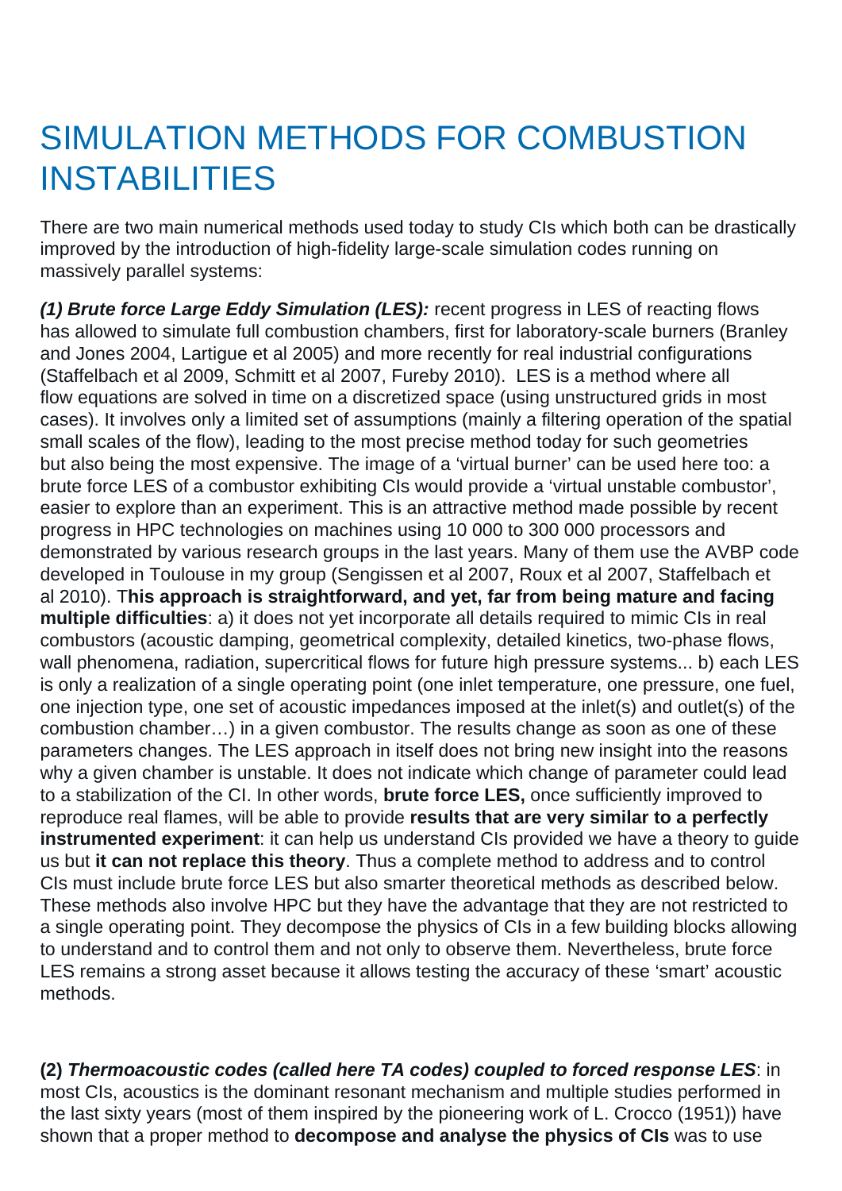# SIMULATION METHODS FOR COMBUSTION INSTABILITIES

There are two main numerical methods used today to study CIs which both can be drastically improved by the introduction of high-fidelity large-scale simulation codes running on massively parallel systems:

***(1) Brute force Large Eddy Simulation (LES):*** recent progress in LES of reacting flows has allowed to simulate full combustion chambers, first for laboratory-scale burners (Branley and Jones 2004, Lartigue et al 2005) and more recently for real industrial configurations (Staffelbach et al 2009, Schmitt et al 2007, Fureby 2010). LES is a method where all flow equations are solved in time on a discretized space (using unstructured grids in most cases). It involves only a limited set of assumptions (mainly a filtering operation of the spatial small scales of the flow), leading to the most precise method today for such geometries but also being the most expensive. The image of a 'virtual burner' can be used here too: a brute force LES of a combustor exhibiting CIs would provide a 'virtual unstable combustor', easier to explore than an experiment. This is an attractive method made possible by recent progress in HPC technologies on machines using 10 000 to 300 000 processors and demonstrated by various research groups in the last years. Many of them use the AVBP code developed in Toulouse in my group (Sengissen et al 2007, Roux et al 2007, Staffelbach et al 2010). T**his approach is straightforward, and yet, far from being mature and facing multiple difficulties**: a) it does not yet incorporate all details required to mimic CIs in real combustors (acoustic damping, geometrical complexity, detailed kinetics, two-phase flows, wall phenomena, radiation, supercritical flows for future high pressure systems... b) each LES is only a realization of a single operating point (one inlet temperature, one pressure, one fuel, one injection type, one set of acoustic impedances imposed at the inlet(s) and outlet(s) of the combustion chamber…) in a given combustor. The results change as soon as one of these parameters changes. The LES approach in itself does not bring new insight into the reasons why a given chamber is unstable. It does not indicate which change of parameter could lead to a stabilization of the CI. In other words, **brute force LES,** once sufficiently improved to reproduce real flames, will be able to provide **results that are very similar to a perfectly instrumented experiment**: it can help us understand CIs provided we have a theory to guide us but **it can not replace this theory**. Thus a complete method to address and to control CIs must include brute force LES but also smarter theoretical methods as described below. These methods also involve HPC but they have the advantage that they are not restricted to a single operating point. They decompose the physics of CIs in a few building blocks allowing to understand and to control them and not only to observe them. Nevertheless, brute force LES remains a strong asset because it allows testing the accuracy of these 'smart' acoustic methods.

**(2) *Thermoacoustic codes (called here TA codes) coupled to forced response LES***: in most CIs, acoustics is the dominant resonant mechanism and multiple studies performed in the last sixty years (most of them inspired by the pioneering work of L. Crocco (1951)) have shown that a proper method to **decompose and analyse the physics of CIs** was to use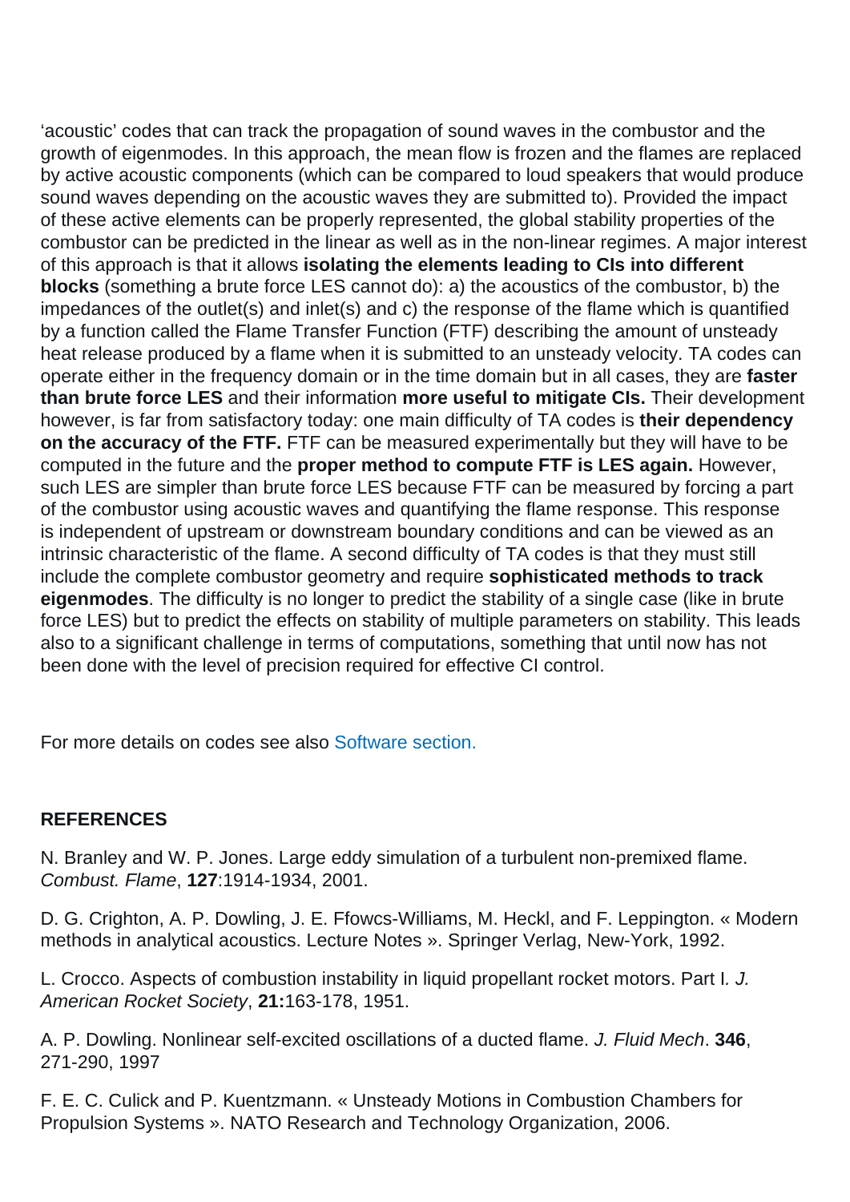'acoustic' codes that can track the propagation of sound waves in the combustor and the growth of eigenmodes. In this approach, the mean flow is frozen and the flames are replaced by active acoustic components (which can be compared to loud speakers that would produce sound waves depending on the acoustic waves they are submitted to). Provided the impact of these active elements can be properly represented, the global stability properties of the combustor can be predicted in the linear as well as in the non-linear regimes. A major interest of this approach is that it allows **isolating the elements leading to CIs into different blocks** (something a brute force LES cannot do): a) the acoustics of the combustor, b) the impedances of the outlet(s) and inlet(s) and c) the response of the flame which is quantified by a function called the Flame Transfer Function (FTF) describing the amount of unsteady heat release produced by a flame when it is submitted to an unsteady velocity. TA codes can operate either in the frequency domain or in the time domain but in all cases, they are **faster than brute force LES** and their information **more useful to mitigate CIs.** Their development however, is far from satisfactory today: one main difficulty of TA codes is **their dependency on the accuracy of the FTF.** FTF can be measured experimentally but they will have to be computed in the future and the **proper method to compute FTF is LES again.** However, such LES are simpler than brute force LES because FTF can be measured by forcing a part of the combustor using acoustic waves and quantifying the flame response. This response is independent of upstream or downstream boundary conditions and can be viewed as an intrinsic characteristic of the flame. A second difficulty of TA codes is that they must still include the complete combustor geometry and require **sophisticated methods to track eigenmodes**. The difficulty is no longer to predict the stability of a single case (like in brute force LES) but to predict the effects on stability of multiple parameters on stability. This leads also to a significant challenge in terms of computations, something that until now has not been done with the level of precision required for effective CI control.

For more details on codes see also Software section.

**REFERENCES**

N. Branley and W. P. Jones. Large eddy simulation of a turbulent non-premixed flame. *Combust. Flame*, **127**:1914-1934, 2001.

D. G. Crighton, A. P. Dowling, J. E. Ffowcs-Williams, M. Heckl, and F. Leppington. « Modern methods in analytical acoustics. Lecture Notes ». Springer Verlag, New-York, 1992.

L. Crocco. Aspects of combustion instability in liquid propellant rocket motors. Part I. *J. American Rocket Society*, **21:**163-178, 1951.

A. P. Dowling. Nonlinear self-excited oscillations of a ducted flame. *J. Fluid Mech*. **346**, 271-290, 1997

F. E. C. Culick and P. Kuentzmann. « Unsteady Motions in Combustion Chambers for Propulsion Systems ». NATO Research and Technology Organization, 2006.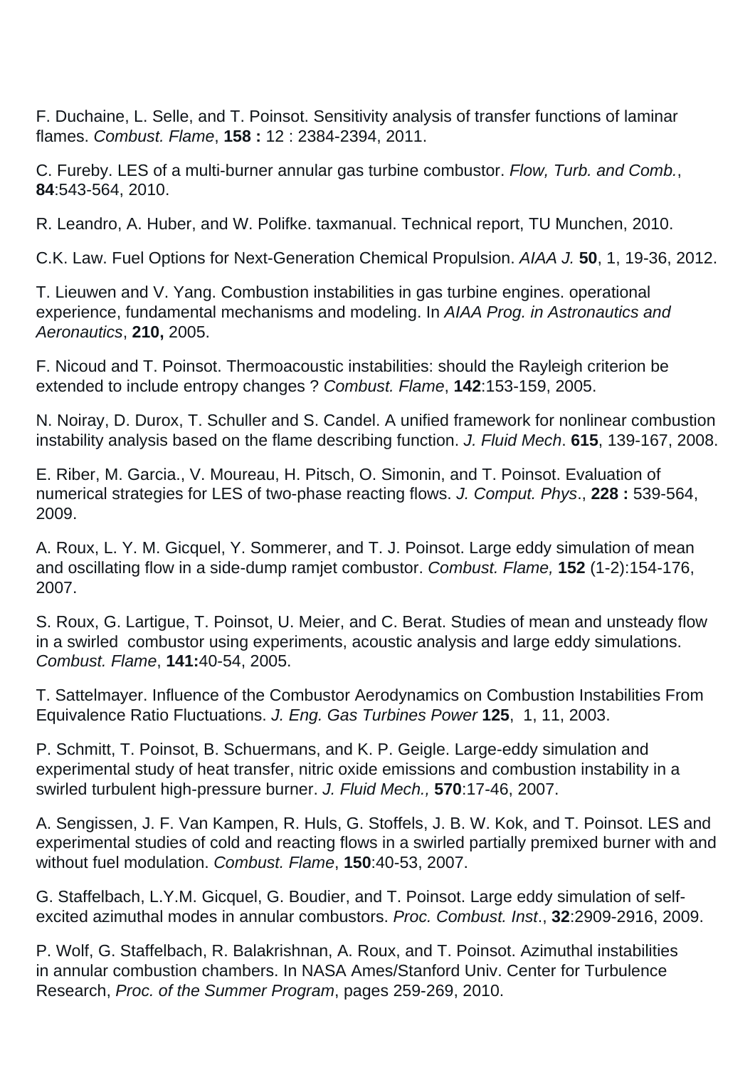F. Duchaine, L. Selle, and T. Poinsot. Sensitivity analysis of transfer functions of laminar flames. *Combust. Flame*, **158 :** 12 : 2384-2394, 2011.

C. Fureby. LES of a multi-burner annular gas turbine combustor. *Flow, Turb. and Comb.*, **84**:543-564, 2010.

R. Leandro, A. Huber, and W. Polifke. taxmanual. Technical report, TU Munchen, 2010.

C.K. Law. Fuel Options for Next-Generation Chemical Propulsion. *AIAA J.* **50**, 1, 19-36, 2012.

T. Lieuwen and V. Yang. Combustion instabilities in gas turbine engines. operational experience, fundamental mechanisms and modeling. In *AIAA Prog. in Astronautics and Aeronautics*, **210,** 2005.

F. Nicoud and T. Poinsot. Thermoacoustic instabilities: should the Rayleigh criterion be extended to include entropy changes ? *Combust. Flame*, **142**:153-159, 2005.

N. Noiray, D. Durox, T. Schuller and S. Candel. A unified framework for nonlinear combustion instability analysis based on the flame describing function. *J. Fluid Mech*. **615**, 139-167, 2008.

E. Riber, M. Garcia., V. Moureau, H. Pitsch, O. Simonin, and T. Poinsot. Evaluation of numerical strategies for LES of two-phase reacting flows. *J. Comput. Phys*., **228 :** 539-564, 2009.

A. Roux, L. Y. M. Gicquel, Y. Sommerer, and T. J. Poinsot. Large eddy simulation of mean and oscillating flow in a side-dump ramjet combustor. *Combust. Flame,* **152** (1-2):154-176, 2007.

S. Roux, G. Lartigue, T. Poinsot, U. Meier, and C. Berat. Studies of mean and unsteady flow in a swirled combustor using experiments, acoustic analysis and large eddy simulations. *Combust. Flame*, **141:**40-54, 2005.

T. Sattelmayer. Influence of the Combustor Aerodynamics on Combustion Instabilities From Equivalence Ratio Fluctuations. *J. Eng. Gas Turbines Power* **125**, 1, 11, 2003.

P. Schmitt, T. Poinsot, B. Schuermans, and K. P. Geigle. Large-eddy simulation and experimental study of heat transfer, nitric oxide emissions and combustion instability in a swirled turbulent high-pressure burner. *J. Fluid Mech.,* **570**:17-46, 2007.

A. Sengissen, J. F. Van Kampen, R. Huls, G. Stoffels, J. B. W. Kok, and T. Poinsot. LES and experimental studies of cold and reacting flows in a swirled partially premixed burner with and without fuel modulation. *Combust. Flame*, **150**:40-53, 2007.

G. Staffelbach, L.Y.M. Gicquel, G. Boudier, and T. Poinsot. Large eddy simulation of self-excited azimuthal modes in annular combustors. *Proc. Combust. Inst*., **32**:2909-2916, 2009.

P. Wolf, G. Staffelbach, R. Balakrishnan, A. Roux, and T. Poinsot. Azimuthal instabilities in annular combustion chambers. In NASA Ames/Stanford Univ. Center for Turbulence Research, *Proc. of the Summer Program*, pages 259-269, 2010.